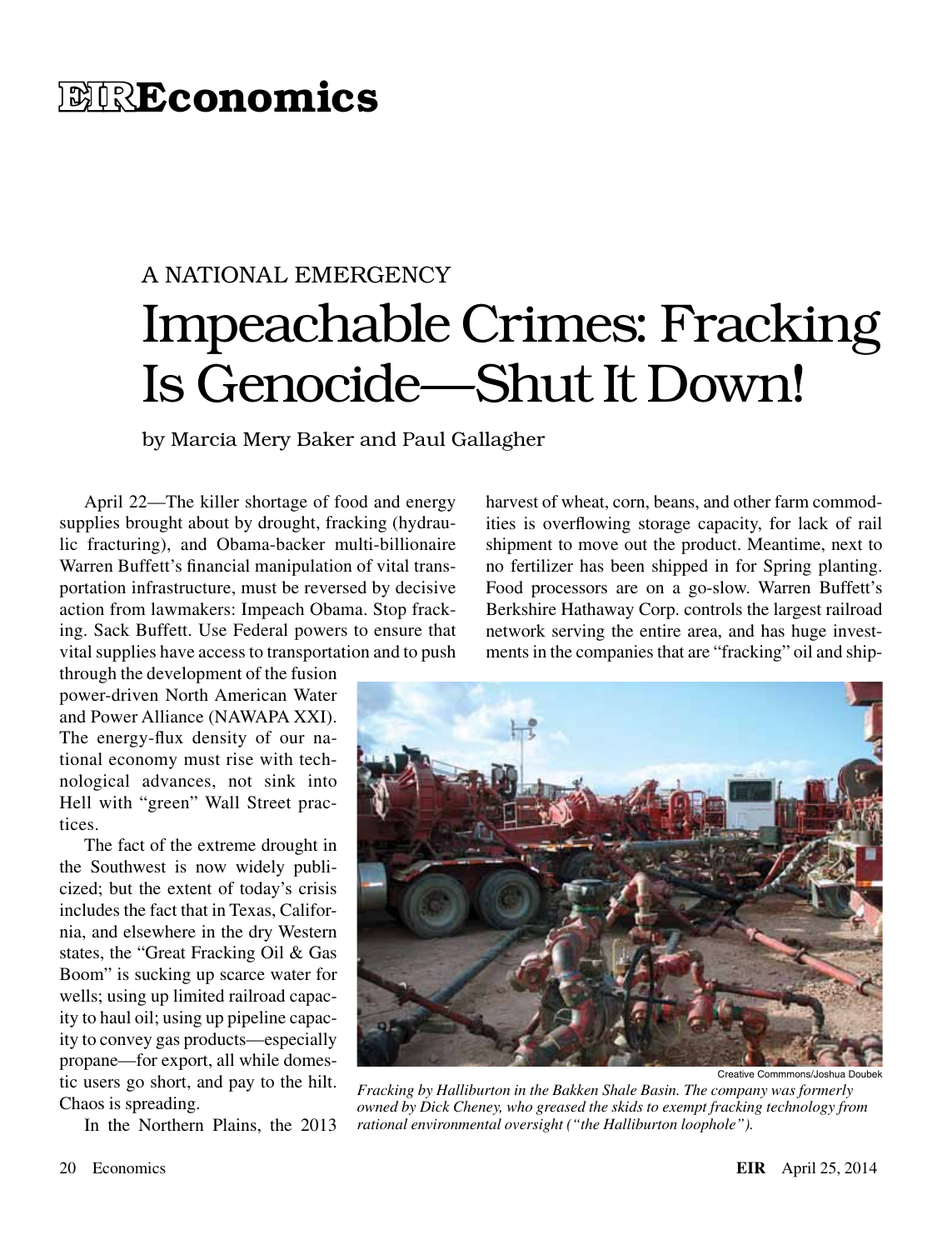# EIR Economics

A NATIONAL EMERGENCY

## Impeachable Crimes: Fracking Is Genocide—Shut It Down!

by Marcia Mery Baker and Paul Gallagher

April 22—The killer shortage of food and energy supplies brought about by drought, fracking (hydraulic fracturing), and Obama-backer multi-billionaire Warren Buffett's financial manipulation of vital transportation infrastructure, must be reversed by decisive action from lawmakers: Impeach Obama. Stop fracking. Sack Buffett. Use Federal powers to ensure that vital supplies have access to transportation and to push through the development of the fusion power-driven North American Water and Power Alliance (NAWAPA XXI). The energy-flux density of our national economy must rise with technological advances, not sink into Hell with "green" Wall Street practices.

The fact of the extreme drought in the Southwest is now widely publicized; but the extent of today's crisis includes the fact that in Texas, California, and elsewhere in the dry Western states, the "Great Fracking Oil & Gas Boom" is sucking up scarce water for wells; using up limited railroad capacity to haul oil; using up pipeline capacity to convey gas products—especially propane—for export, all while domestic users go short, and pay to the hilt. Chaos is spreading.

In the Northern Plains, the 2013 harvest of wheat, corn, beans, and other farm commodities is overflowing storage capacity, for lack of rail shipment to move out the product. Meantime, next to no fertilizer has been shipped in for Spring planting. Food processors are on a go-slow. Warren Buffett's Berkshire Hathaway Corp. controls the largest railroad network serving the entire area, and has huge investments in the companies that are "fracking" oil and ship-

Creative Commmons/Joshua Doubek

*Fracking by Halliburton in the Bakken Shale Basin. The company was formerly owned by Dick Cheney, who greased the skids to exempt fracking technology from rational environmental oversight ("the Halliburton loophole").*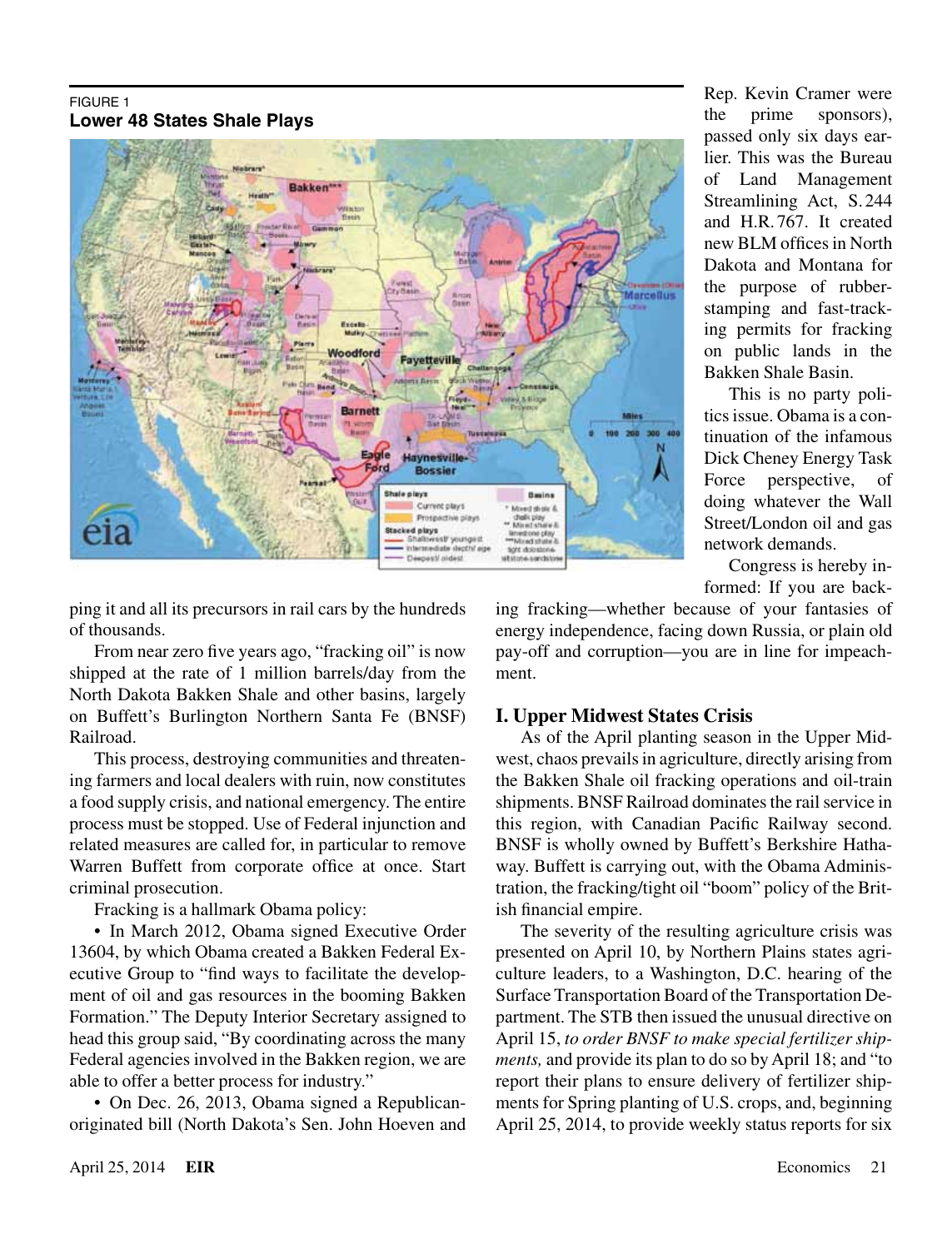FIGURE 1
**Lower 48 States Shale Plays**

ping it and all its precursors in rail cars by the hundreds of thousands.

From near zero five years ago, "fracking oil" is now shipped at the rate of 1 million barrels/day from the North Dakota Bakken Shale and other basins, largely on Buffett's Burlington Northern Santa Fe (BNSF) Railroad.

This process, destroying communities and threatening farmers and local dealers with ruin, now constitutes a food supply crisis, and national emergency. The entire process must be stopped. Use of Federal injunction and related measures are called for, in particular to remove Warren Buffett from corporate office at once. Start criminal prosecution.

Fracking is a hallmark Obama policy:

- In March 2012, Obama signed Executive Order 13604, by which Obama created a Bakken Federal Executive Group to "find ways to facilitate the development of oil and gas resources in the booming Bakken Formation." The Deputy Interior Secretary assigned to head this group said, "By coordinating across the many Federal agencies involved in the Bakken region, we are able to offer a better process for industry."
- On Dec. 26, 2013, Obama signed a Republican-originated bill (North Dakota's Sen. John Hoeven and Rep. Kevin Cramer were the prime sponsors), passed only six days earlier. This was the Bureau of Land Management Streamlining Act, S. 244 and H.R. 767. It created new BLM offices in North Dakota and Montana for the purpose of rubber-stamping and fast-tracking permits for fracking on public lands in the Bakken Shale Basin.

This is no party politics issue. Obama is a continuation of the infamous Dick Cheney Energy Task Force perspective, of doing whatever the Wall Street/London oil and gas network demands.

Congress is hereby informed: If you are backing fracking—whether because of your fantasies of energy independence, facing down Russia, or plain old pay-off and corruption—you are in line for impeachment.

## I. Upper Midwest States Crisis

As of the April planting season in the Upper Midwest, chaos prevails in agriculture, directly arising from the Bakken Shale oil fracking operations and oil-train shipments. BNSF Railroad dominates the rail service in this region, with Canadian Pacific Railway second. BNSF is wholly owned by Buffett's Berkshire Hathaway. Buffett is carrying out, with the Obama Administration, the fracking/tight oil "boom" policy of the British financial empire.

The severity of the resulting agriculture crisis was presented on April 10, by Northern Plains states agriculture leaders, to a Washington, D.C. hearing of the Surface Transportation Board of the Transportation Department. The STB then issued the unusual directive on April 15, *to order BNSF to make special fertilizer shipments,* and provide its plan to do so by April 18; and "to report their plans to ensure delivery of fertilizer shipments for Spring planting of U.S. crops, and, beginning April 25, 2014, to provide weekly status reports for six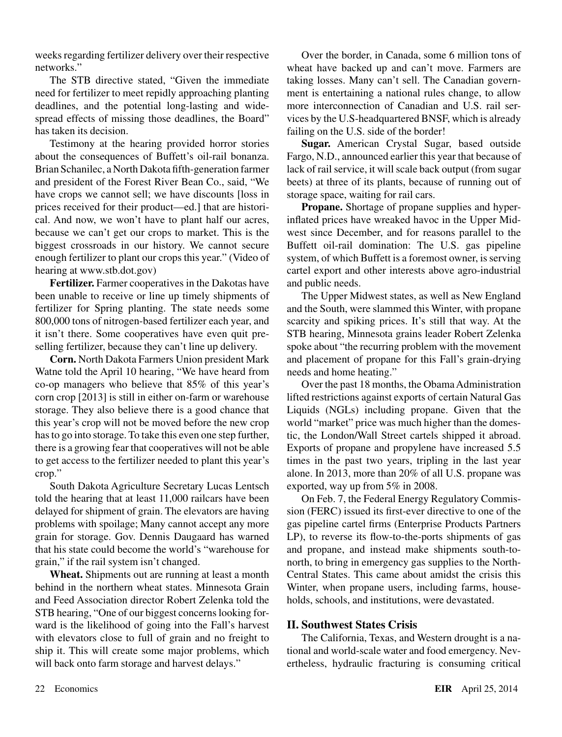weeks regarding fertilizer delivery over their respective networks."

The STB directive stated, "Given the immediate need for fertilizer to meet repidly approaching planting deadlines, and the potential long-lasting and widespread effects of missing those deadlines, the Board" has taken its decision.

Testimony at the hearing provided horror stories about the consequences of Buffett's oil-rail bonanza. Brian Schanilec, a North Dakota fifth-generation farmer and president of the Forest River Bean Co., said, "We have crops we cannot sell; we have discounts [loss in prices received for their product—ed.] that are historical. And now, we won't have to plant half our acres, because we can't get our crops to market. This is the biggest crossroads in our history. We cannot secure enough fertilizer to plant our crops this year." (Video of hearing at www.stb.dot.gov)

**Fertilizer.** Farmer cooperatives in the Dakotas have been unable to receive or line up timely shipments of fertilizer for Spring planting. The state needs some 800,000 tons of nitrogen-based fertilizer each year, and it isn't there. Some cooperatives have even quit preselling fertilizer, because they can't line up delivery.

**Corn.** North Dakota Farmers Union president Mark Watne told the April 10 hearing, "We have heard from co-op managers who believe that 85% of this year's corn crop [2013] is still in either on-farm or warehouse storage. They also believe there is a good chance that this year's crop will not be moved before the new crop has to go into storage. To take this even one step further, there is a growing fear that cooperatives will not be able to get access to the fertilizer needed to plant this year's crop."

South Dakota Agriculture Secretary Lucas Lentsch told the hearing that at least 11,000 railcars have been delayed for shipment of grain. The elevators are having problems with spoilage; Many cannot accept any more grain for storage. Gov. Dennis Daugaard has warned that his state could become the world's "warehouse for grain," if the rail system isn't changed.

**Wheat.** Shipments out are running at least a month behind in the northern wheat states. Minnesota Grain and Feed Association director Robert Zelenka told the STB hearing, "One of our biggest concerns looking forward is the likelihood of going into the Fall's harvest with elevators close to full of grain and no freight to ship it. This will create some major problems, which will back onto farm storage and harvest delays."

Over the border, in Canada, some 6 million tons of wheat have backed up and can't move. Farmers are taking losses. Many can't sell. The Canadian government is entertaining a national rules change, to allow more interconnection of Canadian and U.S. rail services by the U.S-headquartered BNSF, which is already failing on the U.S. side of the border!

**Sugar.** American Crystal Sugar, based outside Fargo, N.D., announced earlier this year that because of lack of rail service, it will scale back output (from sugar beets) at three of its plants, because of running out of storage space, waiting for rail cars.

**Propane.** Shortage of propane supplies and hyperinflated prices have wreaked havoc in the Upper Midwest since December, and for reasons parallel to the Buffett oil-rail domination: The U.S. gas pipeline system, of which Buffett is a foremost owner, is serving cartel export and other interests above agro-industrial and public needs.

The Upper Midwest states, as well as New England and the South, were slammed this Winter, with propane scarcity and spiking prices. It's still that way. At the STB hearing, Minnesota grains leader Robert Zelenka spoke about "the recurring problem with the movement and placement of propane for this Fall's grain-drying needs and home heating."

Over the past 18 months, the Obama Administration lifted restrictions against exports of certain Natural Gas Liquids (NGLs) including propane. Given that the world "market" price was much higher than the domestic, the London/Wall Street cartels shipped it abroad. Exports of propane and propylene have increased 5.5 times in the past two years, tripling in the last year alone. In 2013, more than 20% of all U.S. propane was exported, way up from 5% in 2008.

On Feb. 7, the Federal Energy Regulatory Commission (FERC) issued its first-ever directive to one of the gas pipeline cartel firms (Enterprise Products Partners LP), to reverse its flow-to-the-ports shipments of gas and propane, and instead make shipments south-to-north, to bring in emergency gas supplies to the North-Central States. This came about amidst the crisis this Winter, when propane users, including farms, households, schools, and institutions, were devastated.

## II. Southwest States Crisis

The California, Texas, and Western drought is a national and world-scale water and food emergency. Nevertheless, hydraulic fracturing is consuming critical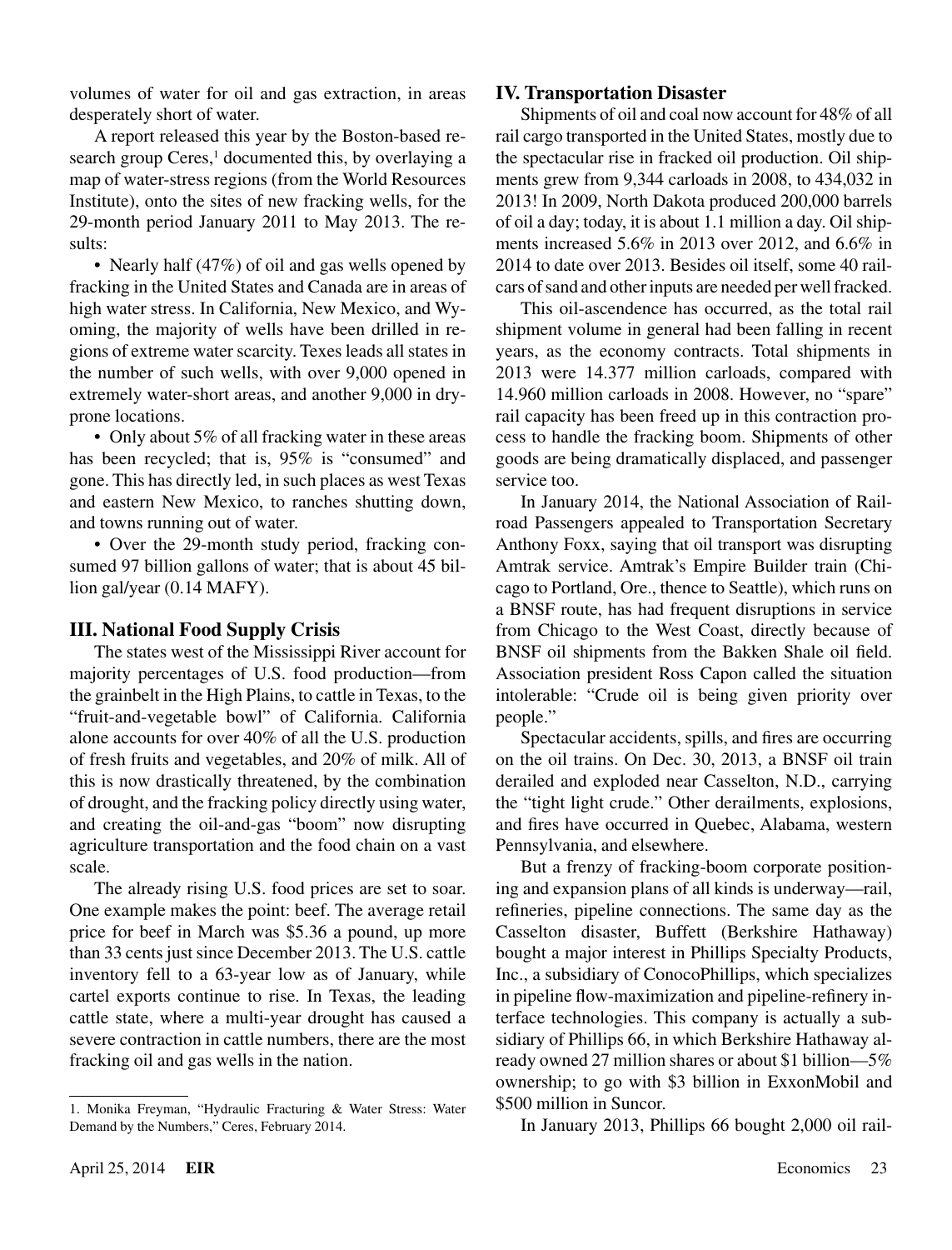volumes of water for oil and gas extraction, in areas desperately short of water.

A report released this year by the Boston-based research group Ceres,[1] documented this, by overlaying a map of water-stress regions (from the World Resources Institute), onto the sites of new fracking wells, for the 29-month period January 2011 to May 2013. The results:

- Nearly half (47%) of oil and gas wells opened by fracking in the United States and Canada are in areas of high water stress. In California, New Mexico, and Wyoming, the majority of wells have been drilled in regions of extreme water scarcity. Texes leads all states in the number of such wells, with over 9,000 opened in extremely water-short areas, and another 9,000 in dry-prone locations.
- Only about 5% of all fracking water in these areas has been recycled; that is, 95% is "consumed" and gone. This has directly led, in such places as west Texas and eastern New Mexico, to ranches shutting down, and towns running out of water.
- Over the 29-month study period, fracking consumed 97 billion gallons of water; that is about 45 billion gal/year (0.14 MAFY).

## III. National Food Supply Crisis

The states west of the Mississippi River account for majority percentages of U.S. food production—from the grainbelt in the High Plains, to cattle in Texas, to the "fruit-and-vegetable bowl" of California. California alone accounts for over 40% of all the U.S. production of fresh fruits and vegetables, and 20% of milk. All of this is now drastically threatened, by the combination of drought, and the fracking policy directly using water, and creating the oil-and-gas "boom" now disrupting agriculture transportation and the food chain on a vast scale.

The already rising U.S. food prices are set to soar. One example makes the point: beef. The average retail price for beef in March was $5.36 a pound, up more than 33 cents just since December 2013. The U.S. cattle inventory fell to a 63-year low as of January, while cartel exports continue to rise. In Texas, the leading cattle state, where a multi-year drought has caused a severe contraction in cattle numbers, there are the most fracking oil and gas wells in the nation.

## IV. Transportation Disaster

Shipments of oil and coal now account for 48% of all rail cargo transported in the United States, mostly due to the spectacular rise in fracked oil production. Oil shipments grew from 9,344 carloads in 2008, to 434,032 in 2013! In 2009, North Dakota produced 200,000 barrels of oil a day; today, it is about 1.1 million a day. Oil shipments increased 5.6% in 2013 over 2012, and 6.6% in 2014 to date over 2013. Besides oil itself, some 40 railcars of sand and other inputs are needed per well fracked.

This oil-ascendence has occurred, as the total rail shipment volume in general had been falling in recent years, as the economy contracts. Total shipments in 2013 were 14.377 million carloads, compared with 14.960 million carloads in 2008. However, no "spare" rail capacity has been freed up in this contraction process to handle the fracking boom. Shipments of other goods are being dramatically displaced, and passenger service too.

In January 2014, the National Association of Railroad Passengers appealed to Transportation Secretary Anthony Foxx, saying that oil transport was disrupting Amtrak service. Amtrak's Empire Builder train (Chicago to Portland, Ore., thence to Seattle), which runs on a BNSF route, has had frequent disruptions in service from Chicago to the West Coast, directly because of BNSF oil shipments from the Bakken Shale oil field. Association president Ross Capon called the situation intolerable: "Crude oil is being given priority over people."

Spectacular accidents, spills, and fires are occurring on the oil trains. On Dec. 30, 2013, a BNSF oil train derailed and exploded near Casselton, N.D., carrying the "tight light crude." Other derailments, explosions, and fires have occurred in Quebec, Alabama, western Pennsylvania, and elsewhere.

But a frenzy of fracking-boom corporate positioning and expansion plans of all kinds is underway—rail, refineries, pipeline connections. The same day as the Casselton disaster, Buffett (Berkshire Hathaway) bought a major interest in Phillips Specialty Products, Inc., a subsidiary of ConocoPhillips, which specializes in pipeline flow-maximization and pipeline-refinery interface technologies. This company is actually a subsidiary of Phillips 66, in which Berkshire Hathaway already owned 27 million shares or about $1 billion—5% ownership; to go with $3 billion in ExxonMobil and $500 million in Suncor.

In January 2013, Phillips 66 bought 2,000 oil rail-

---

1. Monika Freyman, "Hydraulic Fracturing & Water Stress: Water Demand by the Numbers," Ceres, February 2014.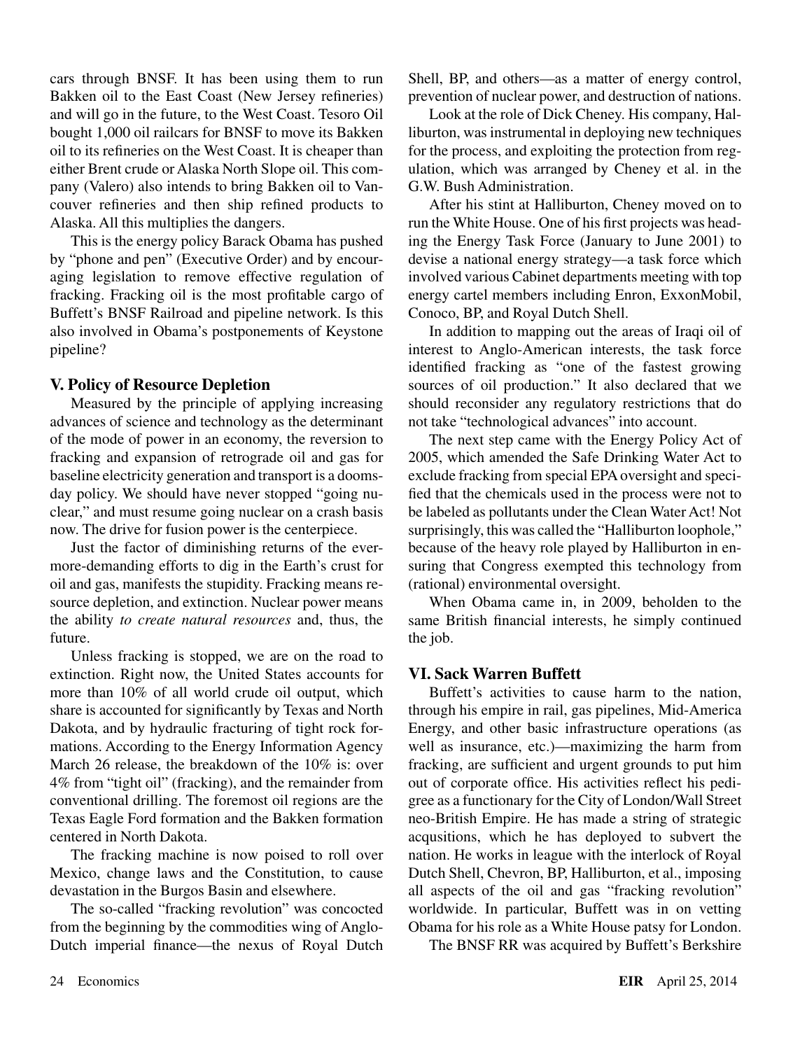cars through BNSF. It has been using them to run Bakken oil to the East Coast (New Jersey refineries) and will go in the future, to the West Coast. Tesoro Oil bought 1,000 oil railcars for BNSF to move its Bakken oil to its refineries on the West Coast. It is cheaper than either Brent crude or Alaska North Slope oil. This company (Valero) also intends to bring Bakken oil to Vancouver refineries and then ship refined products to Alaska. All this multiplies the dangers.

This is the energy policy Barack Obama has pushed by "phone and pen" (Executive Order) and by encouraging legislation to remove effective regulation of fracking. Fracking oil is the most profitable cargo of Buffett's BNSF Railroad and pipeline network. Is this also involved in Obama's postponements of Keystone pipeline?

## V. Policy of Resource Depletion

Measured by the principle of applying increasing advances of science and technology as the determinant of the mode of power in an economy, the reversion to fracking and expansion of retrograde oil and gas for baseline electricity generation and transport is a doomsday policy. We should have never stopped "going nuclear," and must resume going nuclear on a crash basis now. The drive for fusion power is the centerpiece.

Just the factor of diminishing returns of the ever-more-demanding efforts to dig in the Earth's crust for oil and gas, manifests the stupidity. Fracking means resource depletion, and extinction. Nuclear power means the ability *to create natural resources* and, thus, the future.

Unless fracking is stopped, we are on the road to extinction. Right now, the United States accounts for more than 10% of all world crude oil output, which share is accounted for significantly by Texas and North Dakota, and by hydraulic fracturing of tight rock formations. According to the Energy Information Agency March 26 release, the breakdown of the 10% is: over 4% from "tight oil" (fracking), and the remainder from conventional drilling. The foremost oil regions are the Texas Eagle Ford formation and the Bakken formation centered in North Dakota.

The fracking machine is now poised to roll over Mexico, change laws and the Constitution, to cause devastation in the Burgos Basin and elsewhere.

The so-called "fracking revolution" was concocted from the beginning by the commodities wing of Anglo-Dutch imperial finance—the nexus of Royal Dutch Shell, BP, and others—as a matter of energy control, prevention of nuclear power, and destruction of nations.

Look at the role of Dick Cheney. His company, Halliburton, was instrumental in deploying new techniques for the process, and exploiting the protection from regulation, which was arranged by Cheney et al. in the G.W. Bush Administration.

After his stint at Halliburton, Cheney moved on to run the White House. One of his first projects was heading the Energy Task Force (January to June 2001) to devise a national energy strategy—a task force which involved various Cabinet departments meeting with top energy cartel members including Enron, ExxonMobil, Conoco, BP, and Royal Dutch Shell.

In addition to mapping out the areas of Iraqi oil of interest to Anglo-American interests, the task force identified fracking as "one of the fastest growing sources of oil production." It also declared that we should reconsider any regulatory restrictions that do not take "technological advances" into account.

The next step came with the Energy Policy Act of 2005, which amended the Safe Drinking Water Act to exclude fracking from special EPA oversight and specified that the chemicals used in the process were not to be labeled as pollutants under the Clean Water Act! Not surprisingly, this was called the "Halliburton loophole," because of the heavy role played by Halliburton in ensuring that Congress exempted this technology from (rational) environmental oversight.

When Obama came in, in 2009, beholden to the same British financial interests, he simply continued the job.

## VI. Sack Warren Buffett

Buffett's activities to cause harm to the nation, through his empire in rail, gas pipelines, Mid-America Energy, and other basic infrastructure operations (as well as insurance, etc.)—maximizing the harm from fracking, are sufficient and urgent grounds to put him out of corporate office. His activities reflect his pedigree as a functionary for the City of London/Wall Street neo-British Empire. He has made a string of strategic acqusitions, which he has deployed to subvert the nation. He works in league with the interlock of Royal Dutch Shell, Chevron, BP, Halliburton, et al., imposing all aspects of the oil and gas "fracking revolution" worldwide. In particular, Buffett was in on vetting Obama for his role as a White House patsy for London.

The BNSF RR was acquired by Buffett's Berkshire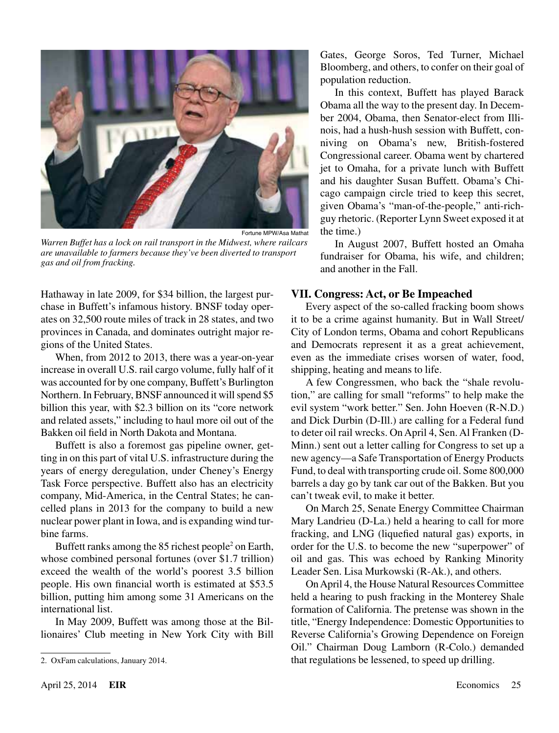Fortune MPW/Asa Mathat

*Warren Buffet has a lock on rail transport in the Midwest, where railcars are unavailable to farmers because they've been diverted to transport gas and oil from fracking.*

Hathaway in late 2009, for $34 billion, the largest purchase in Buffett's infamous history. BNSF today operates on 32,500 route miles of track in 28 states, and two provinces in Canada, and dominates outright major regions of the United States.

When, from 2012 to 2013, there was a year-on-year increase in overall U.S. rail cargo volume, fully half of it was accounted for by one company, Buffett's Burlington Northern. In February, BNSF announced it will spend $5 billion this year, with $2.3 billion on its "core network and related assets," including to haul more oil out of the Bakken oil field in North Dakota and Montana.

Buffett is also a foremost gas pipeline owner, getting in on this part of vital U.S. infrastructure during the years of energy deregulation, under Cheney's Energy Task Force perspective. Buffett also has an electricity company, Mid-America, in the Central States; he cancelled plans in 2013 for the company to build a new nuclear power plant in Iowa, and is expanding wind turbine farms.

Buffett ranks among the 85 richest people[2] on Earth, whose combined personal fortunes (over $1.7 trillion) exceed the wealth of the world's poorest 3.5 billion people. His own financial worth is estimated at $53.5 billion, putting him among some 31 Americans on the international list.

In May 2009, Buffett was among those at the Billionaires' Club meeting in New York City with Bill Gates, George Soros, Ted Turner, Michael Bloomberg, and others, to confer on their goal of population reduction.

In this context, Buffett has played Barack Obama all the way to the present day. In December 2004, Obama, then Senator-elect from Illinois, had a hush-hush session with Buffett, conniving on Obama's new, British-fostered Congressional career. Obama went by chartered jet to Omaha, for a private lunch with Buffett and his daughter Susan Buffett. Obama's Chicago campaign circle tried to keep this secret, given Obama's "man-of-the-people," anti-rich-guy rhetoric. (Reporter Lynn Sweet exposed it at the time.)

In August 2007, Buffett hosted an Omaha fundraiser for Obama, his wife, and children; and another in the Fall.

## VII. Congress: Act, or Be Impeached

Every aspect of the so-called fracking boom shows it to be a crime against humanity. But in Wall Street/City of London terms, Obama and cohort Republicans and Democrats represent it as a great achievement, even as the immediate crises worsen of water, food, shipping, heating and means to life.

A few Congressmen, who back the "shale revolution," are calling for small "reforms" to help make the evil system "work better." Sen. John Hoeven (R-N.D.) and Dick Durbin (D-Ill.) are calling for a Federal fund to deter oil rail wrecks. On April 4, Sen. Al Franken (D-Minn.) sent out a letter calling for Congress to set up a new agency—a Safe Transportation of Energy Products Fund, to deal with transporting crude oil. Some 800,000 barrels a day go by tank car out of the Bakken. But you can't tweak evil, to make it better.

On March 25, Senate Energy Committee Chairman Mary Landrieu (D-La.) held a hearing to call for more fracking, and LNG (liquefied natural gas) exports, in order for the U.S. to become the new "superpower" of oil and gas. This was echoed by Ranking Minority Leader Sen. Lisa Murkowski (R-Ak.), and others.

On April 4, the House Natural Resources Committee held a hearing to push fracking in the Monterey Shale formation of California. The pretense was shown in the title, "Energy Independence: Domestic Opportunities to Reverse California's Growing Dependence on Foreign Oil." Chairman Doug Lamborn (R-Colo.) demanded that regulations be lessened, to speed up drilling.

---

2. OxFam calculations, January 2014.